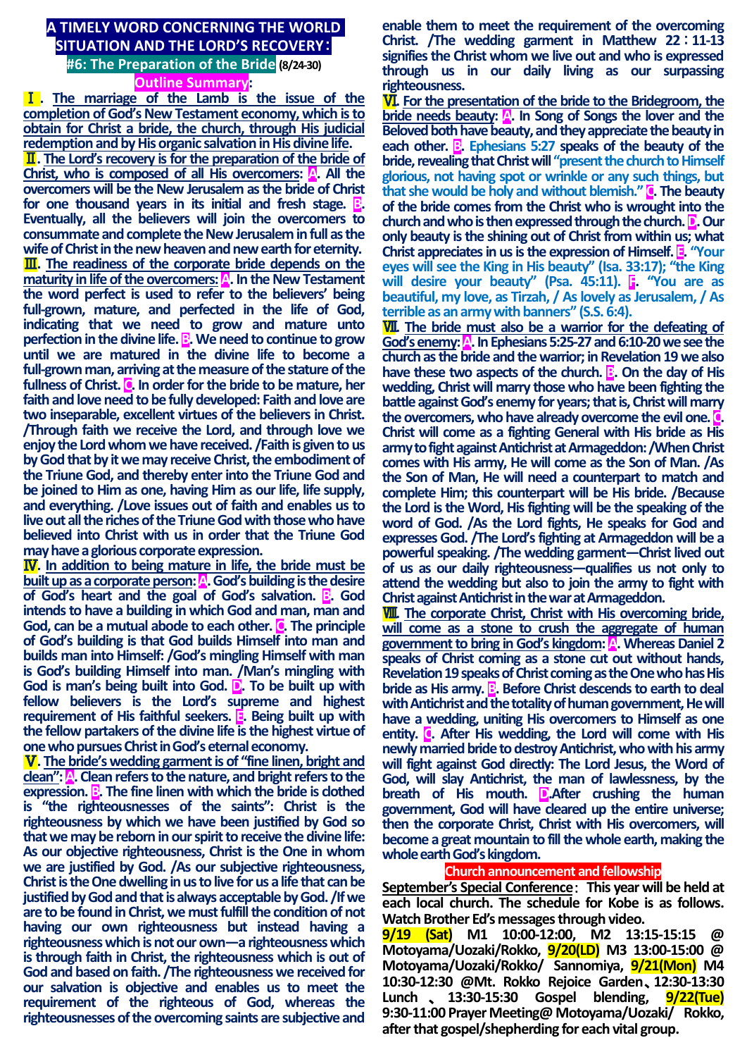# A TIMELY WORD CONCERNING THE WORLD SITUATION AND THE LORD'S RECOVERY：

## #6: The Preparation of the Bride (8/24-30)

**Outline Summary**:

**Ⅰ. The marriage of the Lamb is the issue of the completion of God's New Testament economy, which is to obtain for Christ a bride, the church, through His judicial redemption and by His organic salvation in His divine life.**

**Ⅱ. The Lord's recovery is for the preparation of the bride of Christ, who is composed of all His overcomers: A. All the overcomers will be the New Jerusalem as the bride of Christ for one thousand years in its initial and fresh stage. B. Eventually, all the believers will join the overcomers to consummate and complete the New Jerusalem in full as the wife of Christ in the new heaven and new earth for eternity.**

**Ⅲ. The readiness of the corporate bride depends on the maturity in life of the overcomers: A. In the New Testament the word perfect is used to refer to the believers' being full-grown, mature, and perfected in the life of God, indicating that we need to grow and mature unto perfection in the divine life. B. We need to continue to grow until we are matured in the divine life to become a full-grown man, arriving at the measure of the stature of the fullness of Christ. C. In order for the bride to be mature, her faith and love need to be fully developed: Faith and love are two inseparable, excellent virtues of the believers in Christ. /Through faith we receive the Lord, and through love we enjoy the Lord whom we have received. /Faith is given to us by God that by it we may receive Christ, the embodiment of the Triune God, and thereby enter into the Triune God and be joined to Him as one, having Him as our life, life supply, and everything. /Love issues out of faith and enables us to live out all the riches of the Triune God with those who have believed into Christ with us in order that the Triune God may have a glorious corporate expression.**

**Ⅳ. In addition to being mature in life, the bride must be built up as a corporate person: A. God's building is the desire of God's heart and the goal of God's salvation. B. God intends to have a building in which God and man, man and God, can be a mutual abode to each other. C. The principle of God's building is that God builds Himself into man and builds man into Himself: /God's mingling Himself with man is God's building Himself into man. /Man's mingling with God is man's being built into God. D. To be built up with fellow believers is the Lord's supreme and highest requirement of His faithful seekers. E. Being built up with the fellow partakers of the divine life is the highest virtue of one who pursues Christ in God's eternal economy.**

**Ⅴ. The bride's wedding garment is of "fine linen, bright and clean": A. Clean refers to the nature, and bright refers to the expression. B. The fine linen with which the bride is clothed is "the righteousnesses of the saints": Christ is the righteousness by which we have been justified by God so that we may be reborn in our spirit to receive the divine life: As our objective righteousness, Christ is the One in whom we are justified by God. /As our subjective righteousness, Christ is the One dwelling in us to live for us a life that can be justified by God and that is always acceptable by God. /If we are to be found in Christ, we must fulfill the condition of not having our own righteousness but instead having a righteousness which is not our own—a righteousness which is through faith in Christ, the righteousness which is out of God and based on faith. /The righteousness we received for our salvation is objective and enables us to meet the requirement of the righteous of God, whereas the righteousnesses of the overcoming saints are subjective and enable them to meet the requirement of the overcoming Christ. /The wedding garment in Matthew 22：11-13 signifies the Christ whom we live out and who is expressed through us in our daily living as our surpassing righteousness.**

**Ⅵ. For the presentation of the bride to the Bridegroom, the bride needs beauty: A. In Song of Songs the lover and the Beloved both have beauty, and they appreciate the beauty in each other. B. Ephesians 5:27 speaks of the beauty of the bride, revealing that Christ will "present the church to Himself glorious, not having spot or wrinkle or any such things, but that she would be holy and without blemish." C. The beauty of the bride comes from the Christ who is wrought into the church and who is then expressed through the church. D. Our only beauty is the shining out of Christ from within us; what Christ appreciates in us is the expression of Himself. E. "Your eyes will see the King in His beauty" (Isa. 33:17); "the King will desire your beauty" (Psa. 45:11). F. "You are as beautiful, my love, as Tirzah, / As lovely as Jerusalem, / As terrible as an army with banners" (S.S. 6:4).**

**Ⅶ. The bride must also be a warrior for the defeating of God's enemy: A. In Ephesians 5:25-27 and 6:10-20 we see the church as the bride and the warrior; in Revelation 19 we also have these two aspects of the church. B. On the day of His wedding, Christ will marry those who have been fighting the battle against God's enemy for years; that is, Christ will marry the overcomers, who have already overcome the evil one. C. Christ will come as a fighting General with His bride as His army to fight against Antichrist at Armageddon: /When Christ comes with His army, He will come as the Son of Man. /As the Son of Man, He will need a counterpart to match and complete Him; this counterpart will be His bride. /Because the Lord is the Word, His fighting will be the speaking of the word of God. /As the Lord fights, He speaks for God and expresses God. /The Lord's fighting at Armageddon will be a powerful speaking. /The wedding garment—Christ lived out of us as our daily righteousness—qualifies us not only to attend the wedding but also to join the army to fight with Christ against Antichrist in the war at Armageddon.**

**Ⅷ. The corporate Christ, Christ with His overcoming bride, will come as a stone to crush the aggregate of human government to bring in God's kingdom: A. Whereas Daniel 2 speaks of Christ coming as a stone cut out without hands, Revelation 19 speaks of Christ coming as the One who has His bride as His army. B. Before Christ descends to earth to deal with Antichrist and the totality of human government, He will have a wedding, uniting His overcomers to Himself as one entity. C. After His wedding, the Lord will come with His newly married bride to destroy Antichrist, who with his army will fight against God directly: The Lord Jesus, the Word of God, will slay Antichrist, the man of lawlessness, by the breath of His mouth. D.After crushing the human government, God will have cleared up the entire universe; then the corporate Christ, Christ with His overcomers, will become a great mountain to fill the whole earth, making the whole earth God's kingdom.**

## Church announcement and fellowship

**September's Special Conference**： **This year will be held at each local church. The schedule for Kobe is as follows. Watch Brother Ed's messages through video.**

**9/19 (Sat) M1 10:00-12:00, M2 13:15-15:15 @ Motoyama/Uozaki/Rokko, 9/20(LD) M3 13:00-15:00 @ Motoyama/Uozaki/Rokko/ Sannomiya, 9/21(Mon) M4 10:30-12:30 @Mt. Rokko Rejoice Garden、12:30-13:30 Lunch 、 13:30-15:30 Gospel blending, 9/22(Tue) 9:30-11:00 Prayer Meeting@ Motoyama/Uozaki/ Rokko, after that gospel/shepherding for each vital group.**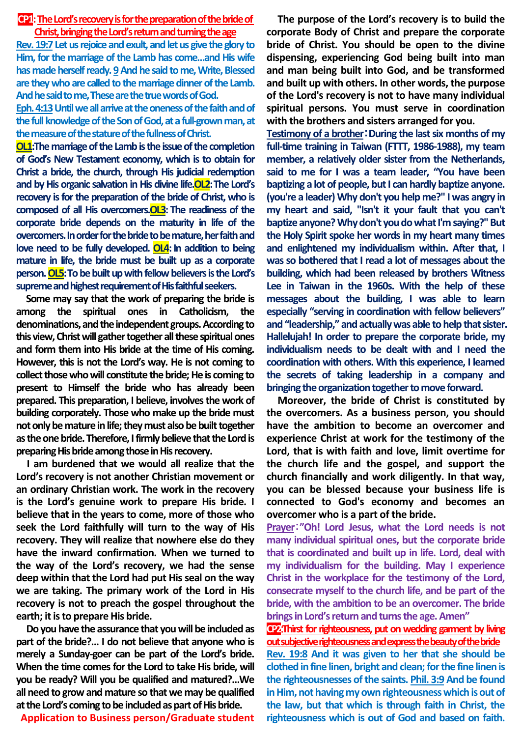**CP1: The Lord's recovery is for the preparation of the bride of Christ, bringing the Lord's return and turning the age**

**Rev. 19:7 Let us rejoice and exult, and let us give the glory to Him, for the marriage of the Lamb has come…and His wife has made herself ready. 9 And he said to me, Write, Blessed are they who are called to the marriage dinner of the Lamb. And he said to me, These are the true words of God.**

**Eph. 4:13 Until we all arrive at the oneness of the faith and of the full knowledge of the Son of God, at a full-grown man, at the measure of the stature of the fullness of Christ.**

**OL1: The marriage of the Lamb is the issue of the completion of God's New Testament economy, which is to obtain for Christ a bride, the church, through His judicial redemption and by His organic salvation in His divine life. OL2: The Lord's recovery is for the preparation of the bride of Christ, who is composed of all His overcomers. OL3: The readiness of the corporate bride depends on the maturity in life of the overcomers. In order for the bride to be mature, her faith and love need to be fully developed. OL4: In addition to being mature in life, the bride must be built up as a corporate person. OL5: To be built up with fellow believers is the Lord's supreme and highest requirement of His faithful seekers.**

Some may say that the work of preparing the bride is among the spiritual ones in Catholicism, the denominations, and the independent groups. According to this view, Christ will gather together all these spiritual ones and form them into His bride at the time of His coming. However, this is not the Lord's way. He is not coming to collect those who will constitute the bride; He is coming to present to Himself the bride who has already been prepared. This preparation, I believe, involves the work of building corporately. Those who make up the bride must not only be mature in life; they must also be built together as the one bride. Therefore, I firmly believe that the Lord is preparing His bride among those in His recovery.

I am burdened that we would all realize that the Lord's recovery is not another Christian movement or an ordinary Christian work. The work in the recovery is the Lord's genuine work to prepare His bride. I believe that in the years to come, more of those who seek the Lord faithfully will turn to the way of His recovery. They will realize that nowhere else do they have the inward confirmation. When we turned to the way of the Lord's recovery, we had the sense deep within that the Lord had put His seal on the way we are taking. The primary work of the Lord in His recovery is not to preach the gospel throughout the earth; it is to prepare His bride.

Do you have the assurance that you will be included as part of the bride?… I do not believe that anyone who is merely a Sunday-goer can be part of the Lord's bride. When the time comes for the Lord to take His bride, will you be ready? Will you be qualified and matured?…We all need to grow and mature so that we may be qualified at the Lord's coming to be included as part of His bride.

**Application to Business person/Graduate student**

The purpose of the Lord's recovery is to build the corporate Body of Christ and prepare the corporate bride of Christ. You should be open to the divine dispensing, experiencing God being built into man and man being built into God, and be transformed and built up with others. In other words, the purpose of the Lord's recovery is not to have many individual spiritual persons. You must serve in coordination with the brothers and sisters arranged for you.

**Testimony of a brother**: During the last six months of my full-time training in Taiwan (FTTT, 1986-1988), my team member, a relatively older sister from the Netherlands, said to me for I was a team leader, "You have been baptizing a lot of people, but I can hardly baptize anyone. (you're a leader) Why don't you help me?" I was angry in my heart and said, "Isn't it your fault that you can't baptize anyone? Why don't you do what I'm saying?" But the Holy Spirit spoke her words in my heart many times and enlightened my individualism within. After that, I was so bothered that I read a lot of messages about the building, which had been released by brothers Witness Lee in Taiwan in the 1960s. With the help of these messages about the building, I was able to learn especially "serving in coordination with fellow believers" and "leadership," and actually was able to help that sister. Hallelujah! In order to prepare the corporate bride, my individualism needs to be dealt with and I need the coordination with others. With this experience, I learned the secrets of taking leadership in a company and bringing the organization together to move forward.

Moreover, the bride of Christ is constituted by the overcomers. As a business person, you should have the ambition to become an overcomer and experience Christ at work for the testimony of the Lord, that is with faith and love, limit overtime for the church life and the gospel, and support the church financially and work diligently. In that way, you can be blessed because your business life is connected to God's economy and becomes an overcomer who is a part of the bride.

**Prayer**: "Oh! Lord Jesus, what the Lord needs is not many individual spiritual ones, but the corporate bride that is coordinated and built up in life. Lord, deal with my individualism for the building. May I experience Christ in the workplace for the testimony of the Lord, consecrate myself to the church life, and be part of the bride, with the ambition to be an overcomer. The bride brings in Lord's return and turns the age. Amen"

**CP2: Thirst for righteousness, put on wedding garment by living out subjective righteousness and express the beauty of the bride**

**Rev. 19:8 And it was given to her that she should be clothed in fine linen, bright and clean; for the fine linen is the righteousnesses of the saints. Phil. 3:9 And be found in Him, not having my own righteousness which is out of the law, but that which is through faith in Christ, the righteousness which is out of God and based on faith.**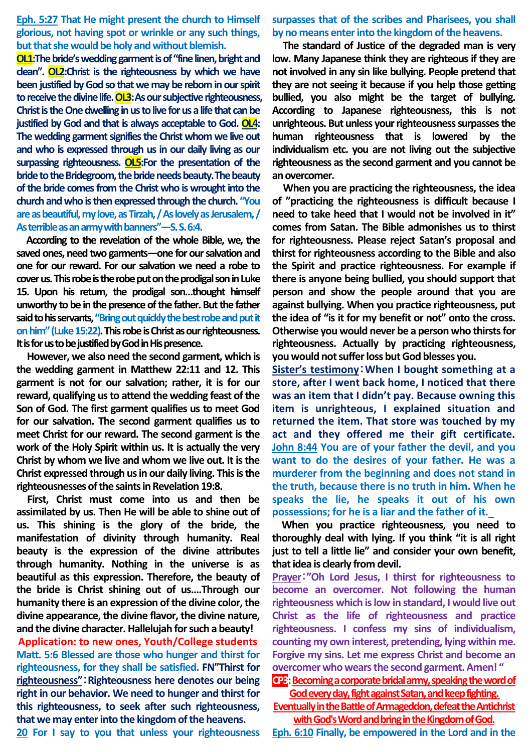**Eph. 5:27 That He might present the church to Himself glorious, not having spot or wrinkle or any such things, but that she would be holy and without blemish.**

**OL1:The bride's wedding garment is of "fine linen, bright and clean". OL2:Christ is the righteousness by which we have been justified by God so that we may be reborn in our spirit to receive the divine life. OL3:As our subjective righteousness, Christ is the One dwelling in us to live for us a life that can be justified by God and that is always acceptable to God. OL4: The wedding garment signifies the Christ whom we live out and who is expressed through us in our daily living as our surpassing righteousness. OL5:For the presentation of the bride to the Bridegroom, the bride needs beauty. The beauty of the bride comes from the Christ who is wrought into the church and who is then expressed through the church. "You are as beautiful, my love, as Tirzah, / As lovely as Jerusalem, / As terrible as an army with banners"—S. S. 6:4.**

According to the revelation of the whole Bible, we, the saved ones, need two garments—one for our salvation and one for our reward. For our salvation we need a robe to cover us. This robe is the robe put on the prodigal son in Luke 15. Upon his return, the prodigal son…thought himself unworthy to be in the presence of the father. But the father said to his servants, "Bring out quickly the best robe and put it on him" (Luke 15:22). This robe is Christ as our righteousness. It is for us to be justified by God in His presence.

However, we also need the second garment, which is the wedding garment in Matthew 22:11 and 12. This garment is not for our salvation; rather, it is for our reward, qualifying us to attend the wedding feast of the Son of God. The first garment qualifies us to meet God for our salvation. The second garment qualifies us to meet Christ for our reward. The second garment is the work of the Holy Spirit within us. It is actually the very Christ by whom we live and whom we live out. It is the Christ expressed through us in our daily living. This is the righteousnesses of the saints in Revelation 19:8.

First, Christ must come into us and then be assimilated by us. Then He will be able to shine out of us. This shining is the glory of the bride, the manifestation of divinity through humanity. Real beauty is the expression of the divine attributes through humanity. Nothing in the universe is as beautiful as this expression. Therefore, the beauty of the bride is Christ shining out of us….Through our humanity there is an expression of the divine color, the divine appearance, the divine flavor, the divine nature, and the divine character. Hallelujah for such a beauty!

**Application: to new ones, Youth/College students**

**Matt. 5:6 Blessed are those who hunger and thirst for righteousness, for they shall be satisfied.** FN"Thirst for righteousness"：Righteousness here denotes our being right in our behavior. We need to hunger and thirst for this righteousness, to seek after such righteousness, that we may enter into the kingdom of the heavens.

**20 For I say to you that unless your righteousness surpasses that of the scribes and Pharisees, you shall by no means enter into the kingdom of the heavens.**

The standard of Justice of the degraded man is very low. Many Japanese think they are righteous if they are not involved in any sin like bullying. People pretend that they are not seeing it because if you help those getting bullied, you also might be the target of bullying. According to Japanese righteousness, this is not unrighteous. But unless your righteousness surpasses the human righteousness that is lowered by the individualism etc. you are not living out the subjective righteousness as the second garment and you cannot be an overcomer.

When you are practicing the righteousness, the idea of "practicing the righteousness is difficult because I need to take heed that I would not be involved in it" comes from Satan. The Bible admonishes us to thirst for righteousness. Please reject Satan's proposal and thirst for righteousness according to the Bible and also the Spirit and practice righteousness. For example if there is anyone being bullied, you should support that person and show the people around that you are against bullying. When you practice righteousness, put the idea of "is it for my benefit or not" onto the cross. Otherwise you would never be a person who thirsts for righteousness. Actually by practicing righteousness, you would not suffer loss but God blesses you.

**Sister's testimony：When I bought something at a store, after I went back home, I noticed that there was an item that I didn't pay. Because owning this item is unrighteous, I explained situation and returned the item. That store was touched by my act and they offered me their gift certificate.**

**John 8:44 You are of your father the devil, and you want to do the desires of your father. He was a murderer from the beginning and does not stand in the truth, because there is no truth in him. When he speaks the lie, he speaks it out of his own possessions; for he is a liar and the father of it.**

When you practice righteousness, you need to thoroughly deal with lying. If you think "it is all right just to tell a little lie" and consider your own benefit, that idea is clearly from devil.

**Prayer："Oh Lord Jesus, I thirst for righteousness to become an overcomer. Not following the human righteousness which is low in standard, I would live out Christ as the life of righteousness and practice righteousness. I confess my sins of individualism, counting my own interest, pretending, lying within me. Forgive my sins. Let me express Christ and become an overcomer who wears the second garment. Amen! "**

**CP3: Becoming a corporate bridal army, speaking the word of God every day, fight against Satan, and keep fighting. Eventually in the Battle of Armageddon, defeat the Antichrist with God's Word and bring in the Kingdom of God.**

**Eph. 6:10 Finally, be empowered in the Lord and in the**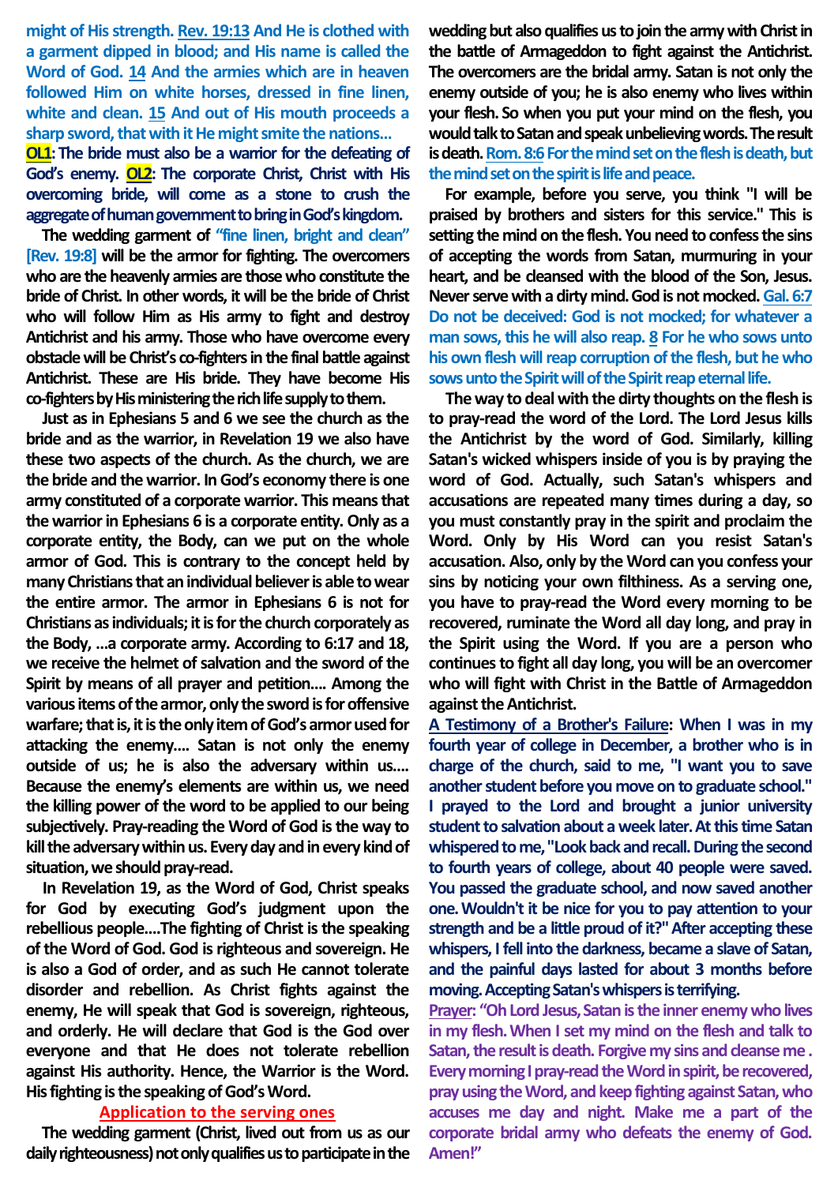**might of His strength. Rev. 19:13 And He is clothed with a garment dipped in blood; and His name is called the Word of God. 14 And the armies which are in heaven followed Him on white horses, dressed in fine linen, white and clean. 15 And out of His mouth proceeds a sharp sword, that with it He might smite the nations…**

**OL1: The bride must also be a warrior for the defeating of God's enemy. OL2: The corporate Christ, Christ with His overcoming bride, will come as a stone to crush the aggregate of human government to bring in God's kingdom.**

**The wedding garment of "fine linen, bright and clean" [Rev. 19:8] will be the armor for fighting. The overcomers who are the heavenly armies are those who constitute the bride of Christ. In other words, it will be the bride of Christ who will follow Him as His army to fight and destroy Antichrist and his army. Those who have overcome every obstacle will be Christ's co-fighters in the final battle against Antichrist. These are His bride. They have become His co-fighters by His ministering the rich life supply to them.**

**Just as in Ephesians 5 and 6 we see the church as the bride and as the warrior, in Revelation 19 we also have these two aspects of the church. As the church, we are the bride and the warrior. In God's economy there is one army constituted of a corporate warrior. This means that the warrior in Ephesians 6 is a corporate entity. Only as a corporate entity, the Body, can we put on the whole armor of God. This is contrary to the concept held by many Christians that an individual believer is able to wear the entire armor. The armor in Ephesians 6 is not for Christians as individuals; it is for the church corporately as the Body, …a corporate army. According to 6:17 and 18, we receive the helmet of salvation and the sword of the Spirit by means of all prayer and petition…. Among the various items of the armor, only the sword is for offensive warfare; that is, it is the only item of God's armor used for attacking the enemy…. Satan is not only the enemy outside of us; he is also the adversary within us…. Because the enemy's elements are within us, we need the killing power of the word to be applied to our being subjectively. Pray-reading the Word of God is the way to kill the adversary within us. Every day and in every kind of situation, we should pray-read.**

**In Revelation 19, as the Word of God, Christ speaks for God by executing God's judgment upon the rebellious people….The fighting of Christ is the speaking of the Word of God. God is righteous and sovereign. He is also a God of order, and as such He cannot tolerate disorder and rebellion. As Christ fights against the enemy, He will speak that God is sovereign, righteous, and orderly. He will declare that God is the God over everyone and that He does not tolerate rebellion against His authority. Hence, the Warrior is the Word. His fighting is the speaking of God's Word.**

## Application to the serving ones

**The wedding garment (Christ, lived out from us as our daily righteousness) not only qualifies us to participate in the wedding but also qualifies us to join the army with Christ in the battle of Armageddon to fight against the Antichrist. The overcomers are the bridal army. Satan is not only the enemy outside of you; he is also enemy who lives within your flesh. So when you put your mind on the flesh, you would talk to Satan and speak unbelieving words. The result is death. Rom. 8:6 For the mind set on the flesh is death, but the mind set on the spirit is life and peace.**

**For example, before you serve, you think "I will be praised by brothers and sisters for this service." This is setting the mind on the flesh. You need to confess the sins of accepting the words from Satan, murmuring in your heart, and be cleansed with the blood of the Son, Jesus. Never serve with a dirty mind. God is not mocked. Gal. 6:7 Do not be deceived: God is not mocked; for whatever a man sows, this he will also reap. 8 For he who sows unto his own flesh will reap corruption of the flesh, but he who sows unto the Spirit will of the Spirit reap eternal life.**

**The way to deal with the dirty thoughts on the flesh is to pray-read the word of the Lord. The Lord Jesus kills the Antichrist by the word of God. Similarly, killing Satan's wicked whispers inside of you is by praying the word of God. Actually, such Satan's whispers and accusations are repeated many times during a day, so you must constantly pray in the spirit and proclaim the Word. Only by His Word can you resist Satan's accusation. Also, only by the Word can you confess your sins by noticing your own filthiness. As a serving one, you have to pray-read the Word every morning to be recovered, ruminate the Word all day long, and pray in the Spirit using the Word. If you are a person who continues to fight all day long, you will be an overcomer who will fight with Christ in the Battle of Armageddon against the Antichrist.**

**A Testimony of a Brother's Failure: When I was in my fourth year of college in December, a brother who is in charge of the church, said to me, "I want you to save another student before you move on to graduate school." I prayed to the Lord and brought a junior university student to salvation about a week later. At this time Satan whispered to me, "Look back and recall. During the second to fourth years of college, about 40 people were saved. You passed the graduate school, and now saved another one. Wouldn't it be nice for you to pay attention to your strength and be a little proud of it?" After accepting these whispers, I fell into the darkness, became a slave of Satan, and the painful days lasted for about 3 months before moving. Accepting Satan's whispers is terrifying.**

**Prayer: "Oh Lord Jesus, Satan is the inner enemy who lives in my flesh. When I set my mind on the flesh and talk to Satan, the result is death. Forgive my sins and cleanse me . Every morning I pray-read the Word in spirit, be recovered, pray using the Word, and keep fighting against Satan, who accuses me day and night. Make me a part of the corporate bridal army who defeats the enemy of God. Amen!"**